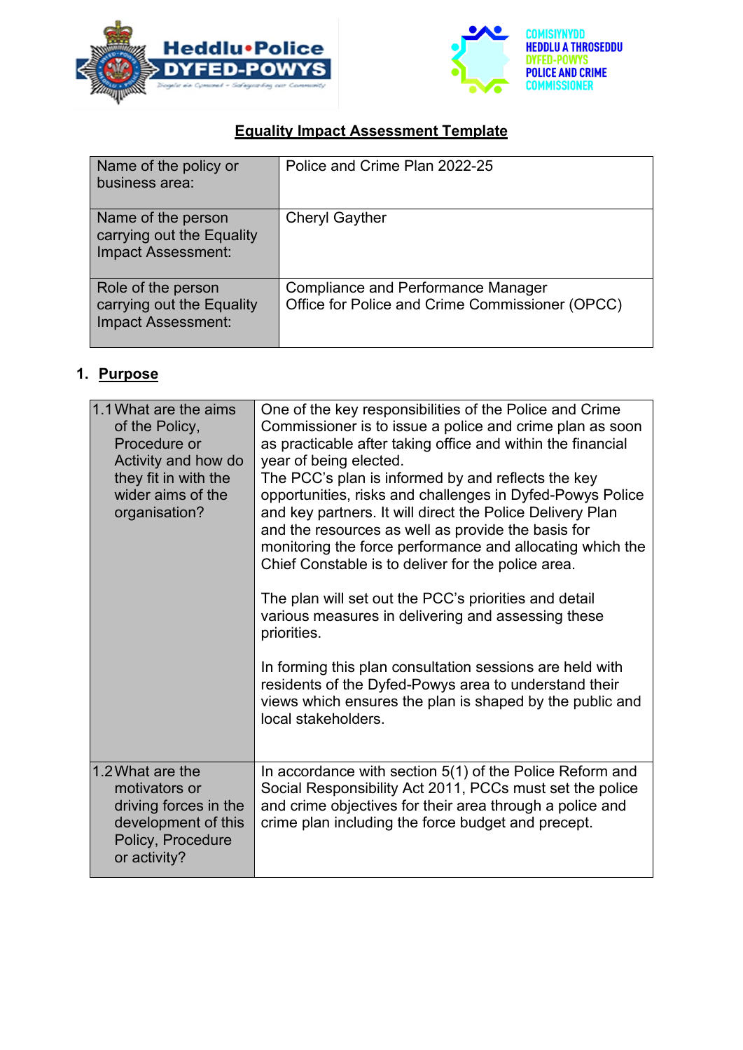# Equality Impact Assessment Template

| | |
|---|---|
| Name of the policy or business area: | Police and Crime Plan 2022-25 |
| Name of the person carrying out the Equality Impact Assessment: | Cheryl Gayther |
| Role of the person carrying out the Equality Impact Assessment: | Compliance and Performance Manager<br>Office for Police and Crime Commissioner (OPCC) |

## 1. Purpose

| | |
|---|---|
| 1.1 What are the aims of the Policy, Procedure or Activity and how do they fit in with the wider aims of the organisation? | One of the key responsibilities of the Police and Crime Commissioner is to issue a police and crime plan as soon as practicable after taking office and within the financial year of being elected.<br>The PCC's plan is informed by and reflects the key opportunities, risks and challenges in Dyfed-Powys Police and key partners. It will direct the Police Delivery Plan and the resources as well as provide the basis for monitoring the force performance and allocating which the Chief Constable is to deliver for the police area.<br><br>The plan will set out the PCC's priorities and detail various measures in delivering and assessing these priorities.<br><br>In forming this plan consultation sessions are held with residents of the Dyfed-Powys area to understand their views which ensures the plan is shaped by the public and local stakeholders. |
| 1.2 What are the motivators or driving forces in the development of this Policy, Procedure or activity? | In accordance with section 5(1) of the Police Reform and Social Responsibility Act 2011, PCCs must set the police and crime objectives for their area through a police and crime plan including the force budget and precept. |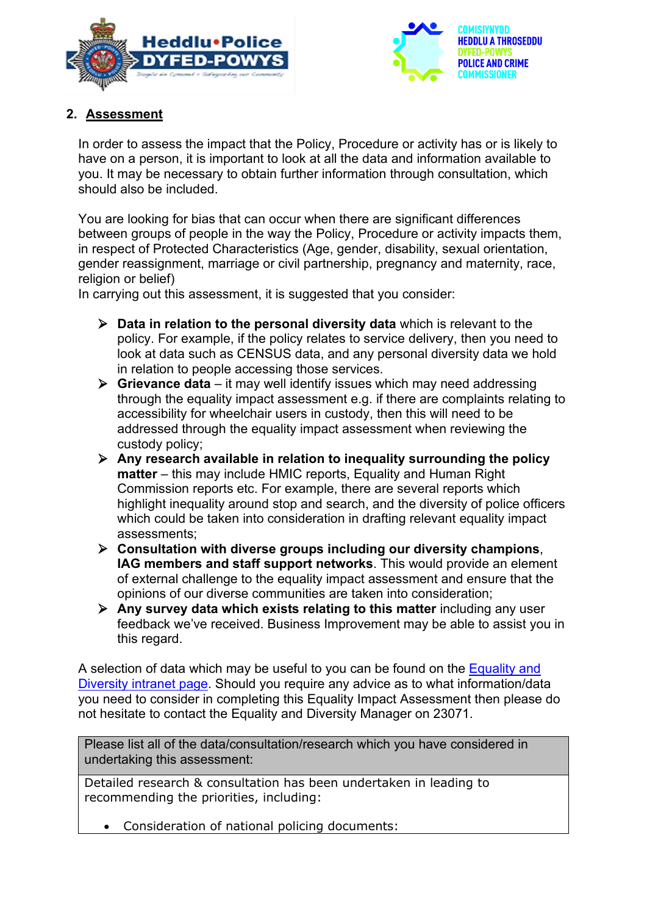## 2. Assessment

In order to assess the impact that the Policy, Procedure or activity has or is likely to have on a person, it is important to look at all the data and information available to you. It may be necessary to obtain further information through consultation, which should also be included.

You are looking for bias that can occur when there are significant differences between groups of people in the way the Policy, Procedure or activity impacts them, in respect of Protected Characteristics (Age, gender, disability, sexual orientation, gender reassignment, marriage or civil partnership, pregnancy and maternity, race, religion or belief)

In carrying out this assessment, it is suggested that you consider:

- **Data in relation to the personal diversity data** which is relevant to the policy. For example, if the policy relates to service delivery, then you need to look at data such as CENSUS data, and any personal diversity data we hold in relation to people accessing those services.
- **Grievance data** – it may well identify issues which may need addressing through the equality impact assessment e.g. if there are complaints relating to accessibility for wheelchair users in custody, then this will need to be addressed through the equality impact assessment when reviewing the custody policy;
- **Any research available in relation to inequality surrounding the policy matter** – this may include HMIC reports, Equality and Human Right Commission reports etc. For example, there are several reports which highlight inequality around stop and search, and the diversity of police officers which could be taken into consideration in drafting relevant equality impact assessments;
- **Consultation with diverse groups including our diversity champions**, **IAG members and staff support networks**. This would provide an element of external challenge to the equality impact assessment and ensure that the opinions of our diverse communities are taken into consideration;
- **Any survey data which exists relating to this matter** including any user feedback we've received. Business Improvement may be able to assist you in this regard.

A selection of data which may be useful to you can be found on the Equality and Diversity intranet page. Should you require any advice as to what information/data you need to consider in completing this Equality Impact Assessment then please do not hesitate to contact the Equality and Diversity Manager on 23071.

| Please list all of the data/consultation/research which you have considered in undertaking this assessment: |
|---|
| Detailed research & consultation has been undertaken in leading to recommending the priorities, including:<br><br>• Consideration of national policing documents: |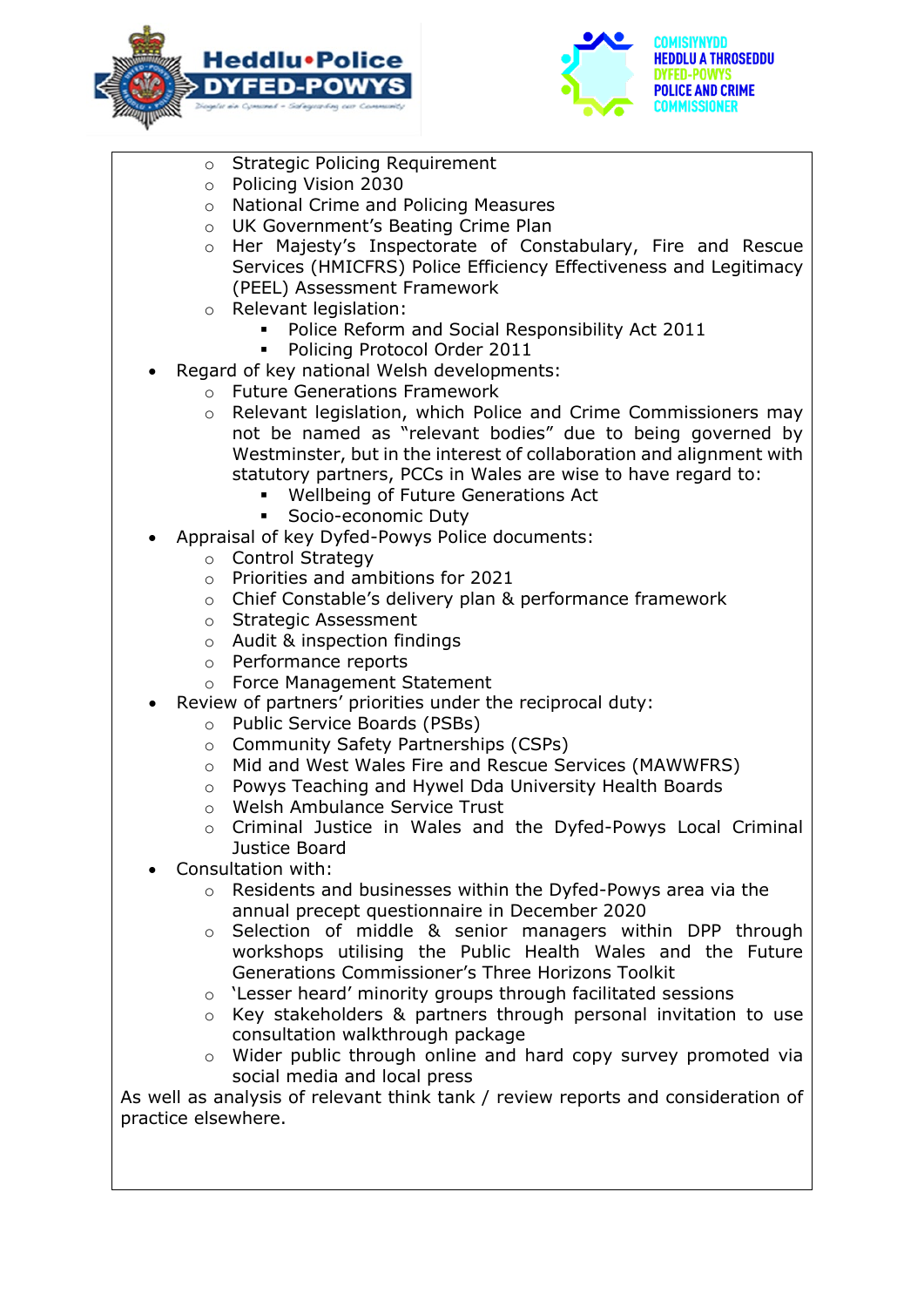- Strategic Policing Requirement
  - Policing Vision 2030
  - National Crime and Policing Measures
  - UK Government's Beating Crime Plan
  - Her Majesty's Inspectorate of Constabulary, Fire and Rescue Services (HMICFRS) Police Efficiency Effectiveness and Legitimacy (PEEL) Assessment Framework
  - Relevant legislation:
    - Police Reform and Social Responsibility Act 2011
    - Policing Protocol Order 2011
- Regard of key national Welsh developments:
  - Future Generations Framework
  - Relevant legislation, which Police and Crime Commissioners may not be named as "relevant bodies" due to being governed by Westminster, but in the interest of collaboration and alignment with statutory partners, PCCs in Wales are wise to have regard to:
    - Wellbeing of Future Generations Act
    - Socio-economic Duty
- Appraisal of key Dyfed-Powys Police documents:
  - Control Strategy
  - Priorities and ambitions for 2021
  - Chief Constable's delivery plan & performance framework
  - Strategic Assessment
  - Audit & inspection findings
  - Performance reports
  - Force Management Statement
- Review of partners' priorities under the reciprocal duty:
  - Public Service Boards (PSBs)
  - Community Safety Partnerships (CSPs)
  - Mid and West Wales Fire and Rescue Services (MAWWFRS)
  - Powys Teaching and Hywel Dda University Health Boards
  - Welsh Ambulance Service Trust
  - Criminal Justice in Wales and the Dyfed-Powys Local Criminal Justice Board
- Consultation with:
  - Residents and businesses within the Dyfed-Powys area via the annual precept questionnaire in December 2020
  - Selection of middle & senior managers within DPP through workshops utilising the Public Health Wales and the Future Generations Commissioner's Three Horizons Toolkit
  - 'Lesser heard' minority groups through facilitated sessions
  - Key stakeholders & partners through personal invitation to use consultation walkthrough package
  - Wider public through online and hard copy survey promoted via social media and local press

As well as analysis of relevant think tank / review reports and consideration of practice elsewhere.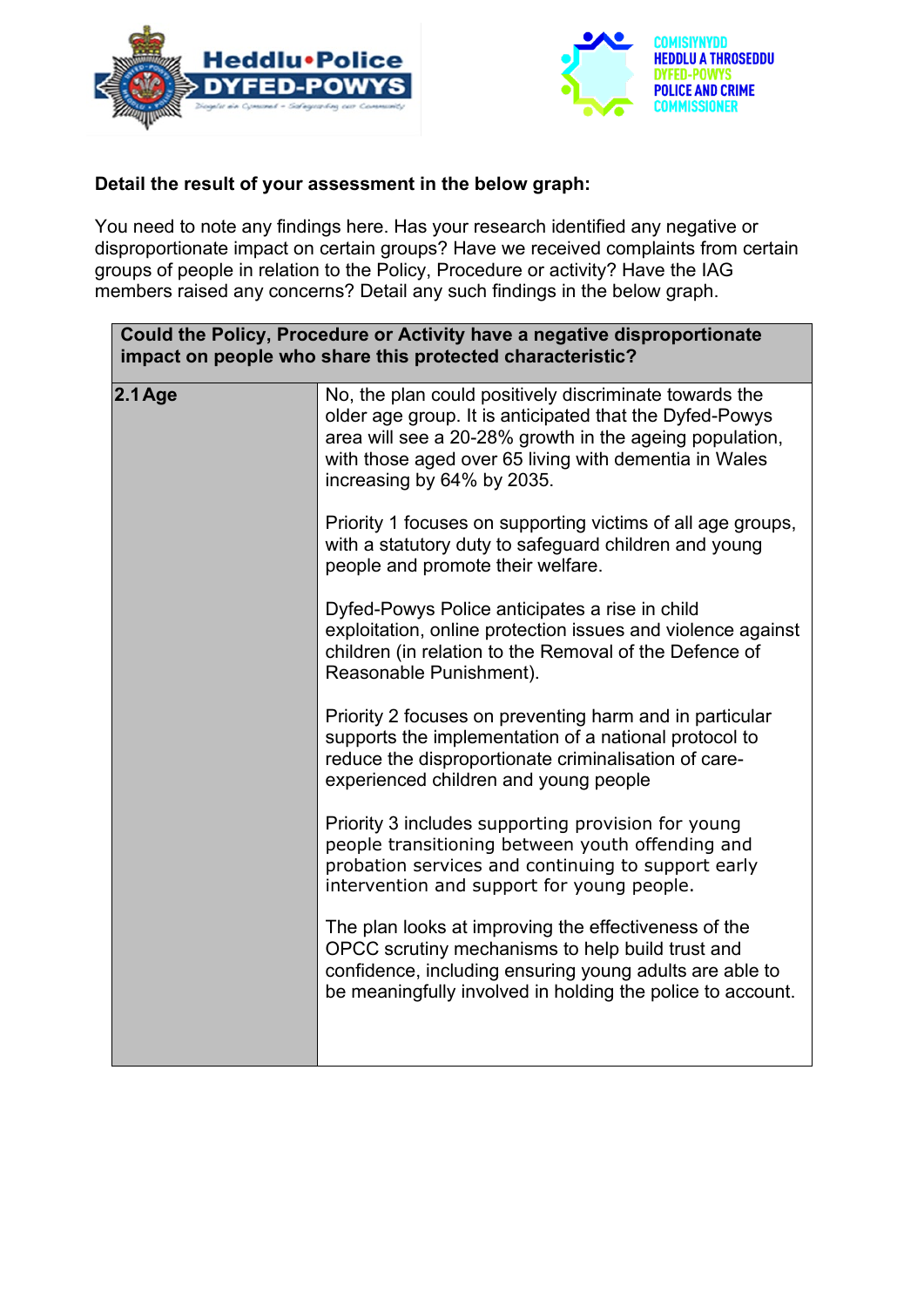**Detail the result of your assessment in the below graph:**

You need to note any findings here. Has your research identified any negative or disproportionate impact on certain groups? Have we received complaints from certain groups of people in relation to the Policy, Procedure or activity? Have the IAG members raised any concerns? Detail any such findings in the below graph.

| **Could the Policy, Procedure or Activity have a negative disproportionate impact on people who share this protected characteristic?** | |
|---|---|
| **2.1 Age** | No, the plan could positively discriminate towards the older age group. It is anticipated that the Dyfed-Powys area will see a 20-28% growth in the ageing population, with those aged over 65 living with dementia in Wales increasing by 64% by 2035.<br><br>Priority 1 focuses on supporting victims of all age groups, with a statutory duty to safeguard children and young people and promote their welfare.<br><br>Dyfed-Powys Police anticipates a rise in child exploitation, online protection issues and violence against children (in relation to the Removal of the Defence of Reasonable Punishment).<br><br>Priority 2 focuses on preventing harm and in particular supports the implementation of a national protocol to reduce the disproportionate criminalisation of care-experienced children and young people<br><br>Priority 3 includes supporting provision for young people transitioning between youth offending and probation services and continuing to support early intervention and support for young people.<br><br>The plan looks at improving the effectiveness of the OPCC scrutiny mechanisms to help build trust and confidence, including ensuring young adults are able to be meaningfully involved in holding the police to account. |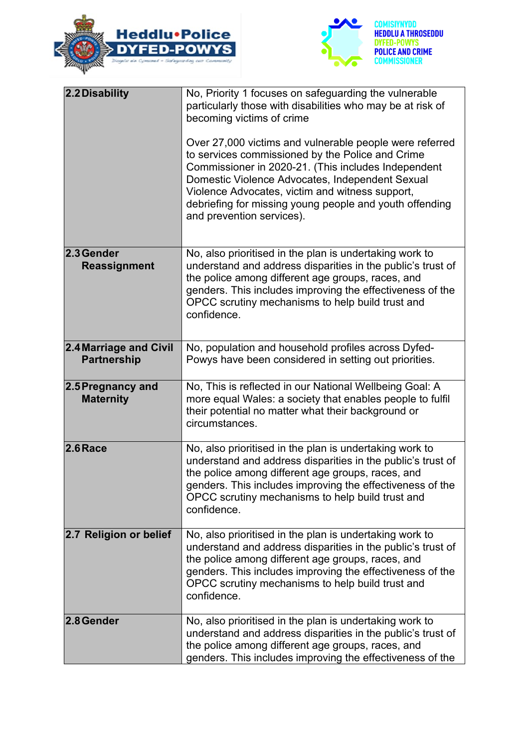| | |
|---|---|
| **2.2 Disability** | No, Priority 1 focuses on safeguarding the vulnerable particularly those with disabilities who may be at risk of becoming victims of crime<br><br>Over 27,000 victims and vulnerable people were referred to services commissioned by the Police and Crime Commissioner in 2020-21. (This includes Independent Domestic Violence Advocates, Independent Sexual Violence Advocates, victim and witness support, debriefing for missing young people and youth offending and prevention services). |
| **2.3 Gender Reassignment** | No, also prioritised in the plan is undertaking work to understand and address disparities in the public's trust of the police among different age groups, races, and genders. This includes improving the effectiveness of the OPCC scrutiny mechanisms to help build trust and confidence. |
| **2.4 Marriage and Civil Partnership** | No, population and household profiles across Dyfed-Powys have been considered in setting out priorities. |
| **2.5 Pregnancy and Maternity** | No, This is reflected in our National Wellbeing Goal: A more equal Wales: a society that enables people to fulfil their potential no matter what their background or circumstances. |
| **2.6 Race** | No, also prioritised in the plan is undertaking work to understand and address disparities in the public's trust of the police among different age groups, races, and genders. This includes improving the effectiveness of the OPCC scrutiny mechanisms to help build trust and confidence. |
| **2.7 Religion or belief** | No, also prioritised in the plan is undertaking work to understand and address disparities in the public's trust of the police among different age groups, races, and genders. This includes improving the effectiveness of the OPCC scrutiny mechanisms to help build trust and confidence. |
| **2.8 Gender** | No, also prioritised in the plan is undertaking work to understand and address disparities in the public's trust of the police among different age groups, races, and genders. This includes improving the effectiveness of the |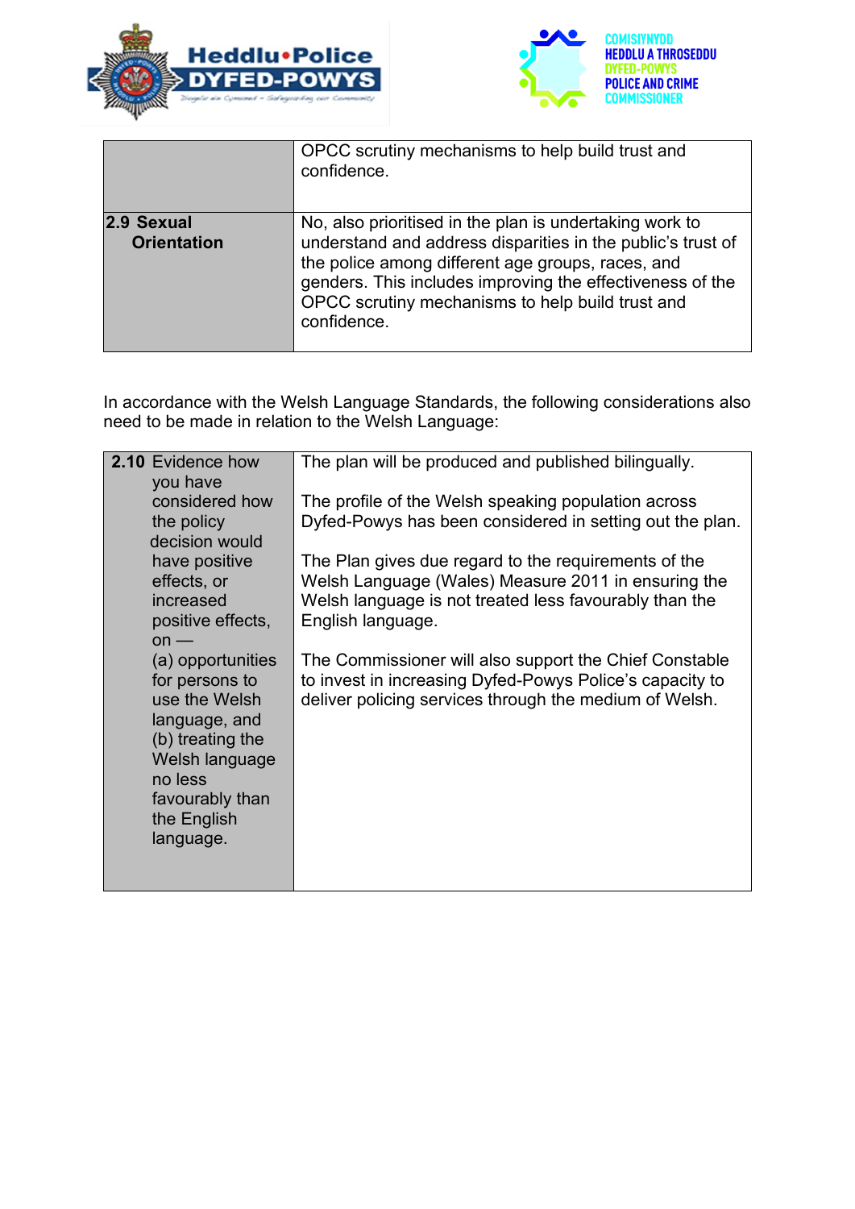| | |
|---|---|
| | OPCC scrutiny mechanisms to help build trust and confidence. |
| **2.9 Sexual Orientation** | No, also prioritised in the plan is undertaking work to understand and address disparities in the public's trust of the police among different age groups, races, and genders. This includes improving the effectiveness of the OPCC scrutiny mechanisms to help build trust and confidence. |

In accordance with the Welsh Language Standards, the following considerations also need to be made in relation to the Welsh Language:

| | |
|---|---|
| **2.10** Evidence how you have considered how the policy decision would have positive effects, or increased positive effects, on — (a) opportunities for persons to use the Welsh language, and (b) treating the Welsh language no less favourably than the English language. | The plan will be produced and published bilingually.<br><br>The profile of the Welsh speaking population across Dyfed-Powys has been considered in setting out the plan.<br><br>The Plan gives due regard to the requirements of the Welsh Language (Wales) Measure 2011 in ensuring the Welsh language is not treated less favourably than the English language.<br><br>The Commissioner will also support the Chief Constable to invest in increasing Dyfed-Powys Police's capacity to deliver policing services through the medium of Welsh. |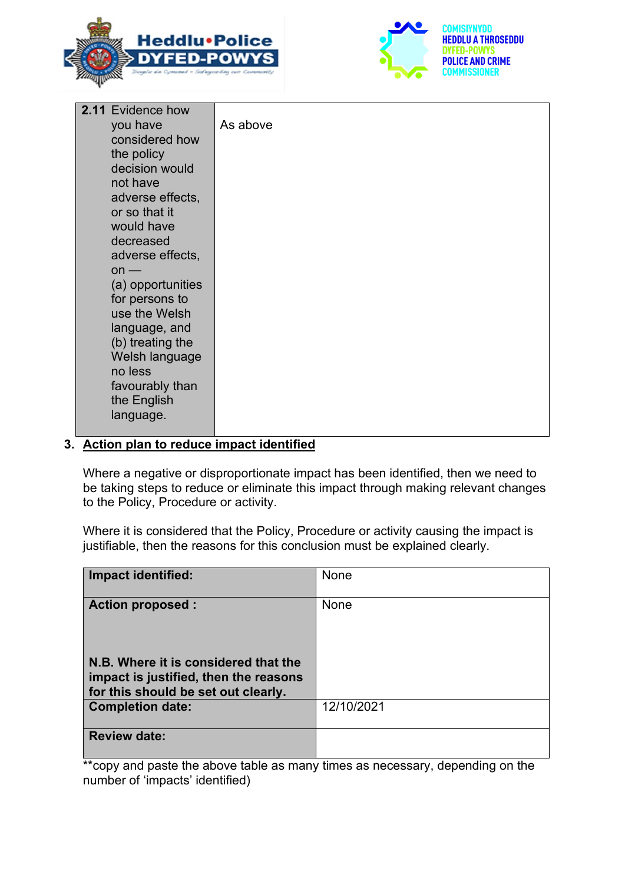| | |
|---|---|
| **2.11** Evidence how you have considered how the policy decision would not have adverse effects, or so that it would have decreased adverse effects, on —<br>(a) opportunities for persons to use the Welsh language, and<br>(b) treating the Welsh language no less favourably than the English language. | As above |

## 3. Action plan to reduce impact identified

Where a negative or disproportionate impact has been identified, then we need to be taking steps to reduce or eliminate this impact through making relevant changes to the Policy, Procedure or activity.

Where it is considered that the Policy, Procedure or activity causing the impact is justifiable, then the reasons for this conclusion must be explained clearly.

| | |
|---|---|
| **Impact identified:** | None |
| **Action proposed :**<br><br>**N.B. Where it is considered that the impact is justified, then the reasons for this should be set out clearly.** | None |
| **Completion date:** | 12/10/2021 |
| **Review date:** | |

**copy and paste the above table as many times as necessary, depending on the number of 'impacts' identified)